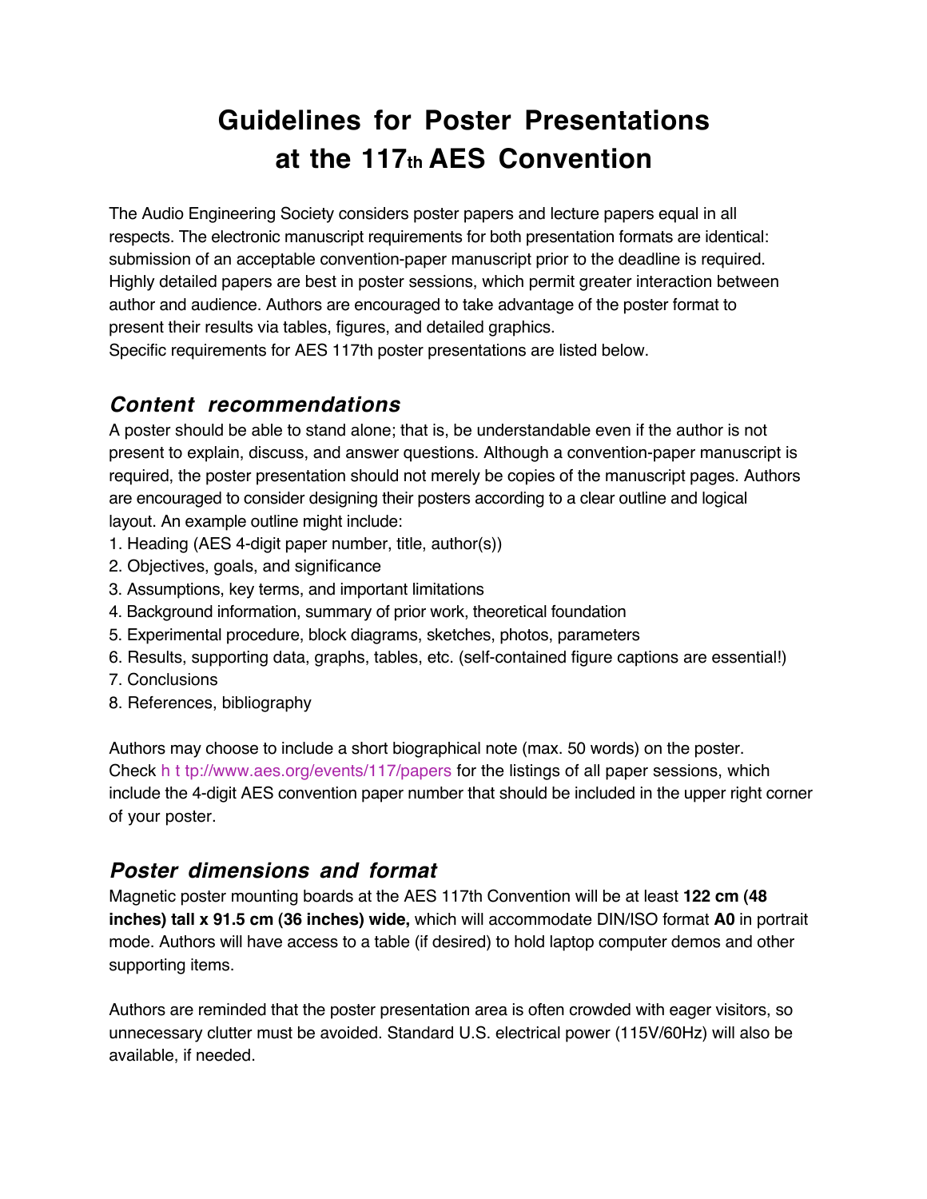# Guidelines for Poster Presentations at the 117th AES Convention

The Audio Engineering Society considers poster papers and lecture papers equal in all respects. The electronic manuscript requirements for both presentation formats are identical: submission of an acceptable convention-paper manuscript prior to the deadline is required. Highly detailed papers are best in poster sessions, which permit greater interaction between author and audience. Authors are encouraged to take advantage of the poster format to present their results via tables, figures, and detailed graphics.
Specific requirements for AES 117th poster presentations are listed below.

## *Content recommendations*

A poster should be able to stand alone; that is, be understandable even if the author is not present to explain, discuss, and answer questions. Although a convention-paper manuscript is required, the poster presentation should not merely be copies of the manuscript pages. Authors are encouraged to consider designing their posters according to a clear outline and logical layout. An example outline might include:

1. Heading (AES 4-digit paper number, title, author(s))
2. Objectives, goals, and significance
3. Assumptions, key terms, and important limitations
4. Background information, summary of prior work, theoretical foundation
5. Experimental procedure, block diagrams, sketches, photos, parameters
6. Results, supporting data, graphs, tables, etc. (self-contained figure captions are essential!)
7. Conclusions
8. References, bibliography

Authors may choose to include a short biographical note (max. 50 words) on the poster. Check h t tp://www.aes.org/events/117/papers for the listings of all paper sessions, which include the 4-digit AES convention paper number that should be included in the upper right corner of your poster.

## *Poster dimensions and format*

Magnetic poster mounting boards at the AES 117th Convention will be at least **122 cm (48 inches) tall x 91.5 cm (36 inches) wide,** which will accommodate DIN/ISO format **A0** in portrait mode. Authors will have access to a table (if desired) to hold laptop computer demos and other supporting items.

Authors are reminded that the poster presentation area is often crowded with eager visitors, so unnecessary clutter must be avoided. Standard U.S. electrical power (115V/60Hz) will also be available, if needed.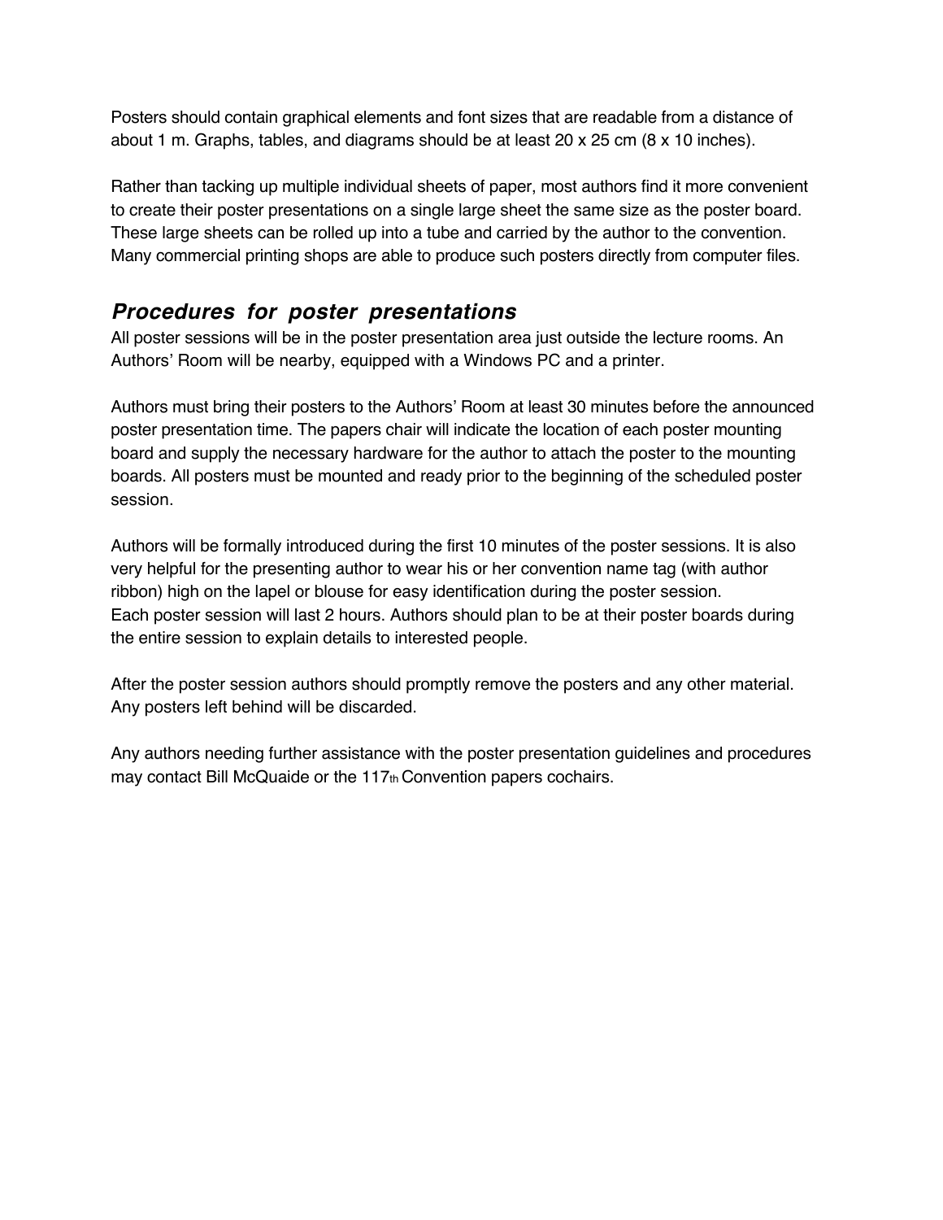Posters should contain graphical elements and font sizes that are readable from a distance of about 1 m. Graphs, tables, and diagrams should be at least 20 x 25 cm (8 x 10 inches).

Rather than tacking up multiple individual sheets of paper, most authors find it more convenient to create their poster presentations on a single large sheet the same size as the poster board. These large sheets can be rolled up into a tube and carried by the author to the convention. Many commercial printing shops are able to produce such posters directly from computer files.

## *Procedures for poster presentations*

All poster sessions will be in the poster presentation area just outside the lecture rooms. An Authors' Room will be nearby, equipped with a Windows PC and a printer.

Authors must bring their posters to the Authors' Room at least 30 minutes before the announced poster presentation time. The papers chair will indicate the location of each poster mounting board and supply the necessary hardware for the author to attach the poster to the mounting boards. All posters must be mounted and ready prior to the beginning of the scheduled poster session.

Authors will be formally introduced during the first 10 minutes of the poster sessions. It is also very helpful for the presenting author to wear his or her convention name tag (with author ribbon) high on the lapel or blouse for easy identification during the poster session.
Each poster session will last 2 hours. Authors should plan to be at their poster boards during the entire session to explain details to interested people.

After the poster session authors should promptly remove the posters and any other material. Any posters left behind will be discarded.

Any authors needing further assistance with the poster presentation guidelines and procedures may contact Bill McQuaide or the 117th Convention papers cochairs.